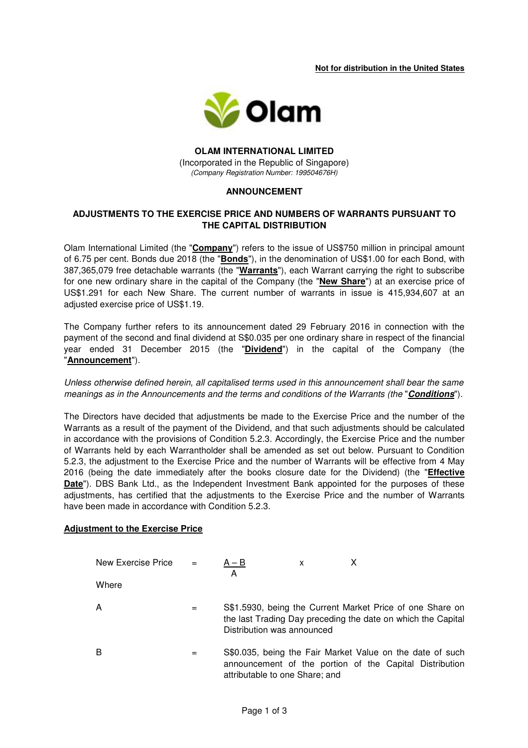**Not for distribution in the United States**

**OLAM INTERNATIONAL LIMITED**

(Incorporated in the Republic of Singapore)

*(Company Registration Number: 199504676H)*

**ANNOUNCEMENT**

**ADJUSTMENTS TO THE EXERCISE PRICE AND NUMBERS OF WARRANTS PURSUANT TO THE CAPITAL DISTRIBUTION**

Olam International Limited (the "**Company**") refers to the issue of US$750 million in principal amount of 6.75 per cent. Bonds due 2018 (the "**Bonds**"), in the denomination of US$1.00 for each Bond, with 387,365,079 free detachable warrants (the "**Warrants**"), each Warrant carrying the right to subscribe for one new ordinary share in the capital of the Company (the "**New Share**") at an exercise price of US$1.291 for each New Share. The current number of warrants in issue is 415,934,607 at an adjusted exercise price of US$1.19.

The Company further refers to its announcement dated 29 February 2016 in connection with the payment of the second and final dividend at S$0.035 per one ordinary share in respect of the financial year ended 31 December 2015 (the "**Dividend**") in the capital of the Company (the "**Announcement**").

*Unless otherwise defined herein, all capitalised terms used in this announcement shall bear the same meanings as in the Announcements and the terms and conditions of the Warrants (the "**Conditions**").*

The Directors have decided that adjustments be made to the Exercise Price and the number of the Warrants as a result of the payment of the Dividend, and that such adjustments should be calculated in accordance with the provisions of Condition 5.2.3. Accordingly, the Exercise Price and the number of Warrants held by each Warrantholder shall be amended as set out below. Pursuant to Condition 5.2.3, the adjustment to the Exercise Price and the number of Warrants will be effective from 4 May 2016 (being the date immediately after the books closure date for the Dividend) (the "**Effective Date**"). DBS Bank Ltd., as the Independent Investment Bank appointed for the purposes of these adjustments, has certified that the adjustments to the Exercise Price and the number of Warrants have been made in accordance with Condition 5.2.3.

**Adjustment to the Exercise Price**

$$\text{New Exercise Price} = \frac{A - B}{A} \times X$$

Where

A = S$1.5930, being the Current Market Price of one Share on the last Trading Day preceding the date on which the Capital Distribution was announced

B = S$0.035, being the Fair Market Value on the date of such announcement of the portion of the Capital Distribution attributable to one Share; and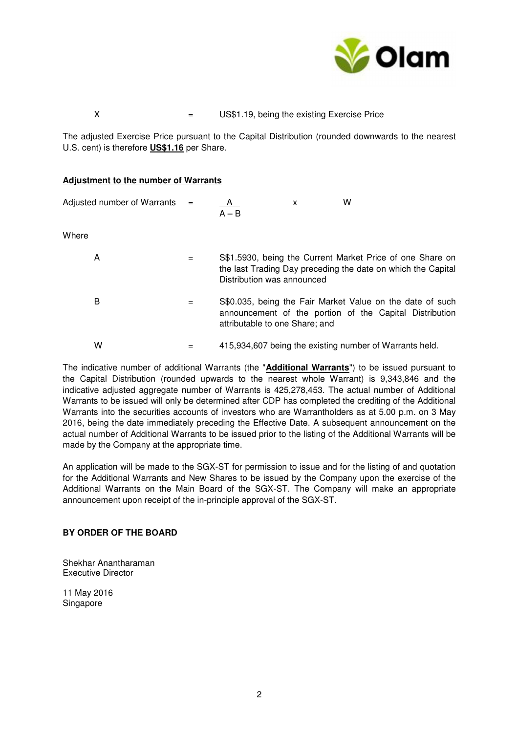X = US$1.19, being the existing Exercise Price

The adjusted Exercise Price pursuant to the Capital Distribution (rounded downwards to the nearest U.S. cent) is therefore **US$1.16** per Share.

**Adjustment to the number of Warrants**

$$\text{Adjusted number of Warrants} = \frac{A}{A - B} \times W$$

Where

A = S$1.5930, being the Current Market Price of one Share on the last Trading Day preceding the date on which the Capital Distribution was announced

B = S$0.035, being the Fair Market Value on the date of such announcement of the portion of the Capital Distribution attributable to one Share; and

W = 415,934,607 being the existing number of Warrants held.

The indicative number of additional Warrants (the "**Additional Warrants**") to be issued pursuant to the Capital Distribution (rounded upwards to the nearest whole Warrant) is 9,343,846 and the indicative adjusted aggregate number of Warrants is 425,278,453. The actual number of Additional Warrants to be issued will only be determined after CDP has completed the crediting of the Additional Warrants into the securities accounts of investors who are Warrantholders as at 5.00 p.m. on 3 May 2016, being the date immediately preceding the Effective Date. A subsequent announcement on the actual number of Additional Warrants to be issued prior to the listing of the Additional Warrants will be made by the Company at the appropriate time.

An application will be made to the SGX-ST for permission to issue and for the listing of and quotation for the Additional Warrants and New Shares to be issued by the Company upon the exercise of the Additional Warrants on the Main Board of the SGX-ST. The Company will make an appropriate announcement upon receipt of the in-principle approval of the SGX-ST.

**BY ORDER OF THE BOARD**

Shekhar Anantharaman
Executive Director

11 May 2016
Singapore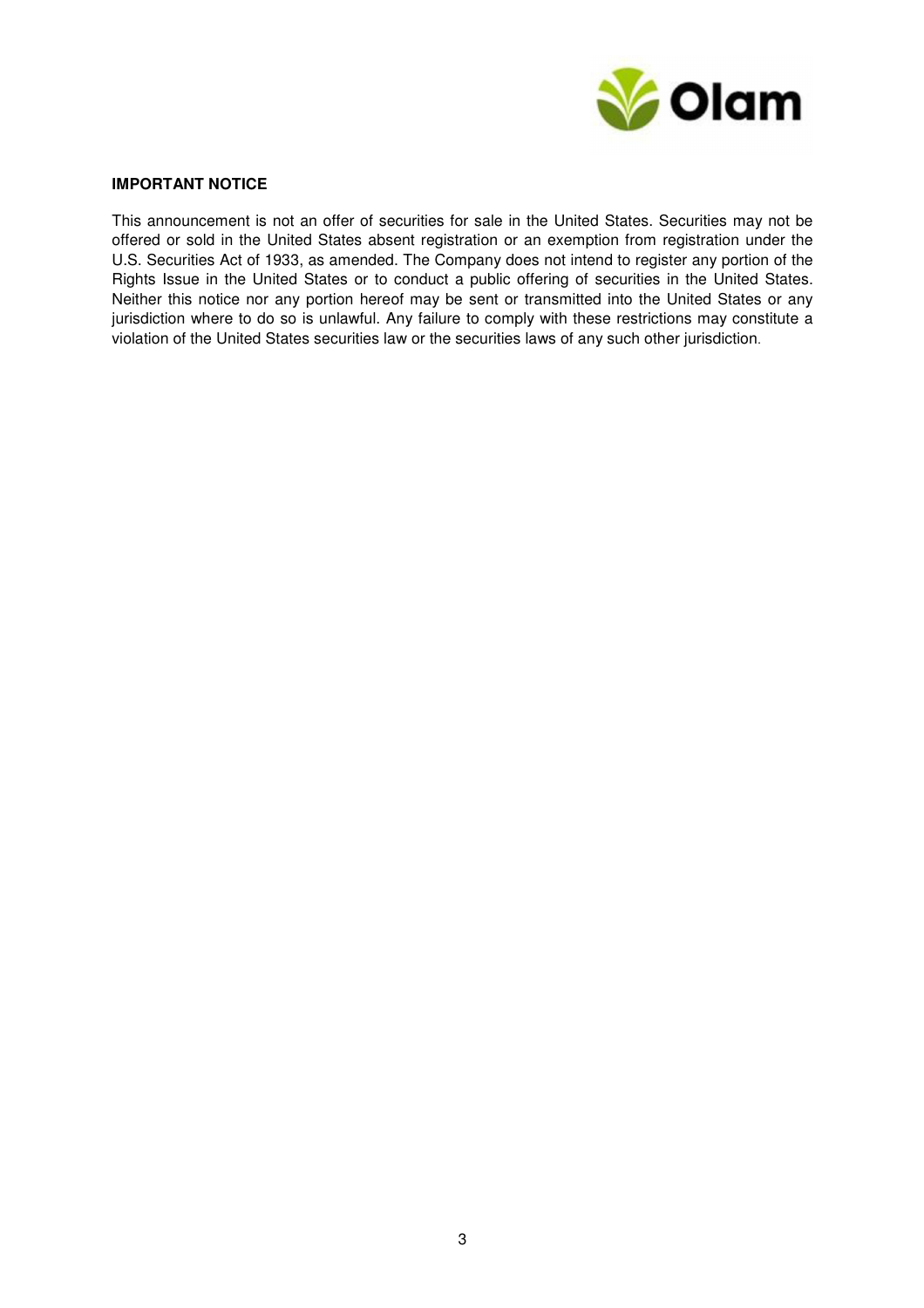**IMPORTANT NOTICE**

This announcement is not an offer of securities for sale in the United States. Securities may not be offered or sold in the United States absent registration or an exemption from registration under the U.S. Securities Act of 1933, as amended. The Company does not intend to register any portion of the Rights Issue in the United States or to conduct a public offering of securities in the United States. Neither this notice nor any portion hereof may be sent or transmitted into the United States or any jurisdiction where to do so is unlawful. Any failure to comply with these restrictions may constitute a violation of the United States securities law or the securities laws of any such other jurisdiction.